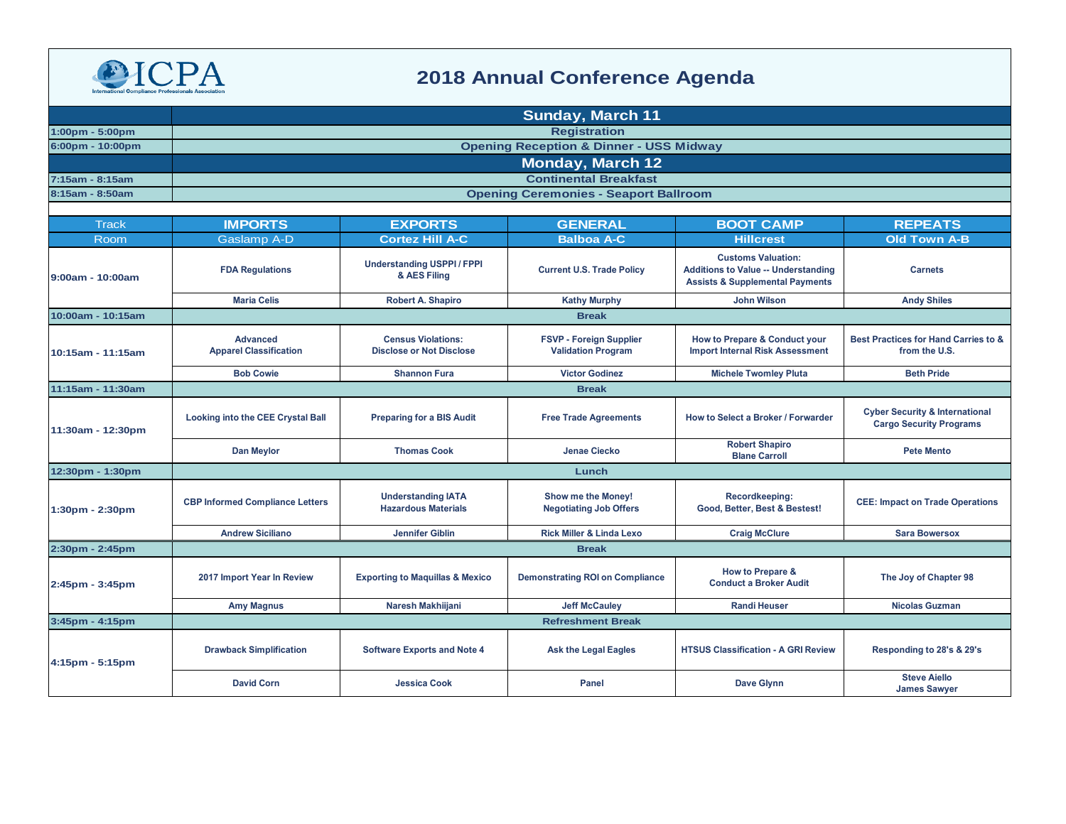ICPA
International Compliance Professionals Association

# 2018 Annual Conference Agenda

| | Sunday, March 11 | | | | |
|---|---|---|---|---|---|
| 1:00pm - 5:00pm | Registration | | | | |
| 6:00pm - 10:00pm | Opening Reception & Dinner - USS Midway | | | | |
| | **Monday, March 12** | | | | |
| 7:15am - 8:15am | Continental Breakfast | | | | |
| 8:15am - 8:50am | Opening Ceremonies - Seaport Ballroom | | | | |

| Track | IMPORTS | EXPORTS | GENERAL | BOOT CAMP | REPEATS |
|---|---|---|---|---|---|
| Room | Gaslamp A-D | Cortez Hill A-C | Balboa A-C | Hillcrest | Old Town A-B |
| 9:00am - 10:00am | FDA Regulations | Understanding USPPI / FPPI & AES Filing | Current U.S. Trade Policy | Customs Valuation: Additions to Value -- Understanding Assists & Supplemental Payments | Carnets |
| | Maria Celis | Robert A. Shapiro | Kathy Murphy | John Wilson | Andy Shiles |
| 10:00am - 10:15am | Break | | | | |
| 10:15am - 11:15am | Advanced Apparel Classification | Census Violations: Disclose or Not Disclose | FSVP - Foreign Supplier Validation Program | How to Prepare & Conduct your Import Internal Risk Assessment | Best Practices for Hand Carries to & from the U.S. |
| | Bob Cowie | Shannon Fura | Victor Godinez | Michele Twomley Pluta | Beth Pride |
| 11:15am - 11:30am | Break | | | | |
| 11:30am - 12:30pm | Looking into the CEE Crystal Ball | Preparing for a BIS Audit | Free Trade Agreements | How to Select a Broker / Forwarder | Cyber Security & International Cargo Security Programs |
| | Dan Meylor | Thomas Cook | Jenae Ciecko | Robert Shapiro<br>Blane Carroll | Pete Mento |
| 12:30pm - 1:30pm | Lunch | | | | |
| 1:30pm - 2:30pm | CBP Informed Compliance Letters | Understanding IATA Hazardous Materials | Show me the Money! Negotiating Job Offers | Recordkeeping: Good, Better, Best & Bestest! | CEE: Impact on Trade Operations |
| | Andrew Siciliano | Jennifer Giblin | Rick Miller & Linda Lexo | Craig McClure | Sara Bowersox |
| 2:30pm - 2:45pm | Break | | | | |
| 2:45pm - 3:45pm | 2017 Import Year In Review | Exporting to Maquillas & Mexico | Demonstrating ROI on Compliance | How to Prepare & Conduct a Broker Audit | The Joy of Chapter 98 |
| | Amy Magnus | Naresh Makhijani | Jeff McCauley | Randi Heuser | Nicolas Guzman |
| 3:45pm - 4:15pm | Refreshment Break | | | | |
| 4:15pm - 5:15pm | Drawback Simplification | Software Exports and Note 4 | Ask the Legal Eagles | HTSUS Classification - A GRI Review | Responding to 28's & 29's |
| | David Corn | Jessica Cook | Panel | Dave Glynn | Steve Aiello<br>James Sawyer |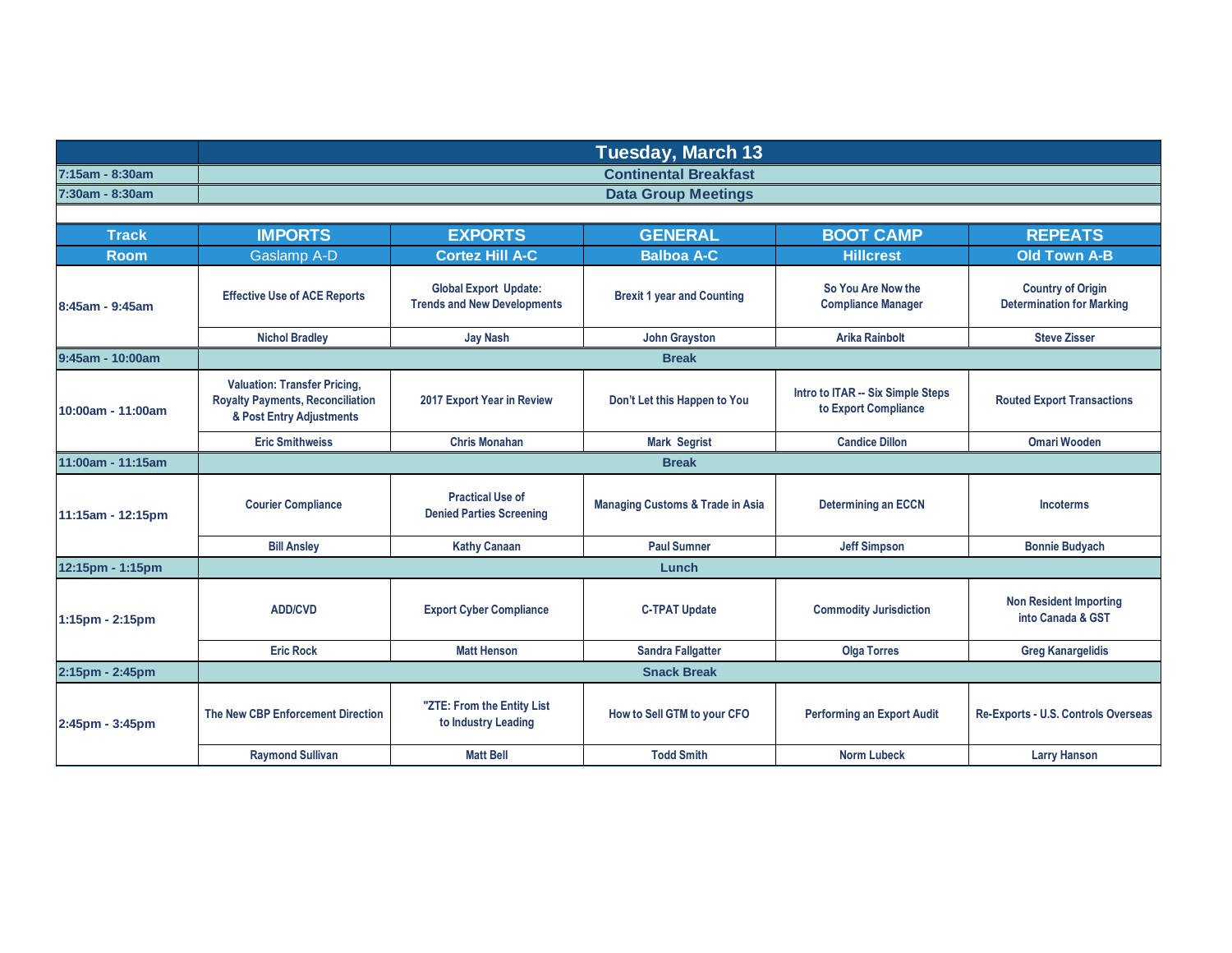| | Tuesday, March 13 | | | | |
|---|---|---|---|---|---|
| 7:15am - 8:30am | Continental Breakfast | | | | |
| 7:30am - 8:30am | Data Group Meetings | | | | |
| **Track** | **IMPORTS** | **EXPORTS** | **GENERAL** | **BOOT CAMP** | **REPEATS** |
| **Room** | Gaslamp A-D | **Cortez Hill A-C** | **Balboa A-C** | **Hillcrest** | **Old Town A-B** |
| 8:45am - 9:45am | **Effective Use of ACE Reports** | **Global Export Update: Trends and New Developments** | **Brexit 1 year and Counting** | **So You Are Now the Compliance Manager** | **Country of Origin Determination for Marking** |
| | Nichol Bradley | Jay Nash | John Grayston | Arika Rainbolt | Steve Zisser |
| 9:45am - 10:00am | Break | | | | |
| 10:00am - 11:00am | **Valuation: Transfer Pricing, Royalty Payments, Reconciliation & Post Entry Adjustments** | **2017 Export Year in Review** | **Don't Let this Happen to You** | **Intro to ITAR -- Six Simple Steps to Export Compliance** | **Routed Export Transactions** |
| | Eric Smithweiss | Chris Monahan | Mark Segrist | Candice Dillon | Omari Wooden |
| 11:00am - 11:15am | Break | | | | |
| 11:15am - 12:15pm | **Courier Compliance** | **Practical Use of Denied Parties Screening** | **Managing Customs & Trade in Asia** | **Determining an ECCN** | **Incoterms** |
| | Bill Ansley | Kathy Canaan | Paul Sumner | Jeff Simpson | Bonnie Budyach |
| 12:15pm - 1:15pm | Lunch | | | | |
| 1:15pm - 2:15pm | **ADD/CVD** | **Export Cyber Compliance** | **C-TPAT Update** | **Commodity Jurisdiction** | **Non Resident Importing into Canada & GST** |
| | Eric Rock | Matt Henson | Sandra Fallgatter | Olga Torres | Greg Kanargelidis |
| 2:15pm - 2:45pm | Snack Break | | | | |
| 2:45pm - 3:45pm | **The New CBP Enforcement Direction** | **"ZTE: From the Entity List to Industry Leading** | **How to Sell GTM to your CFO** | **Performing an Export Audit** | **Re-Exports - U.S. Controls Overseas** |
| | Raymond Sullivan | Matt Bell | Todd Smith | Norm Lubeck | Larry Hanson |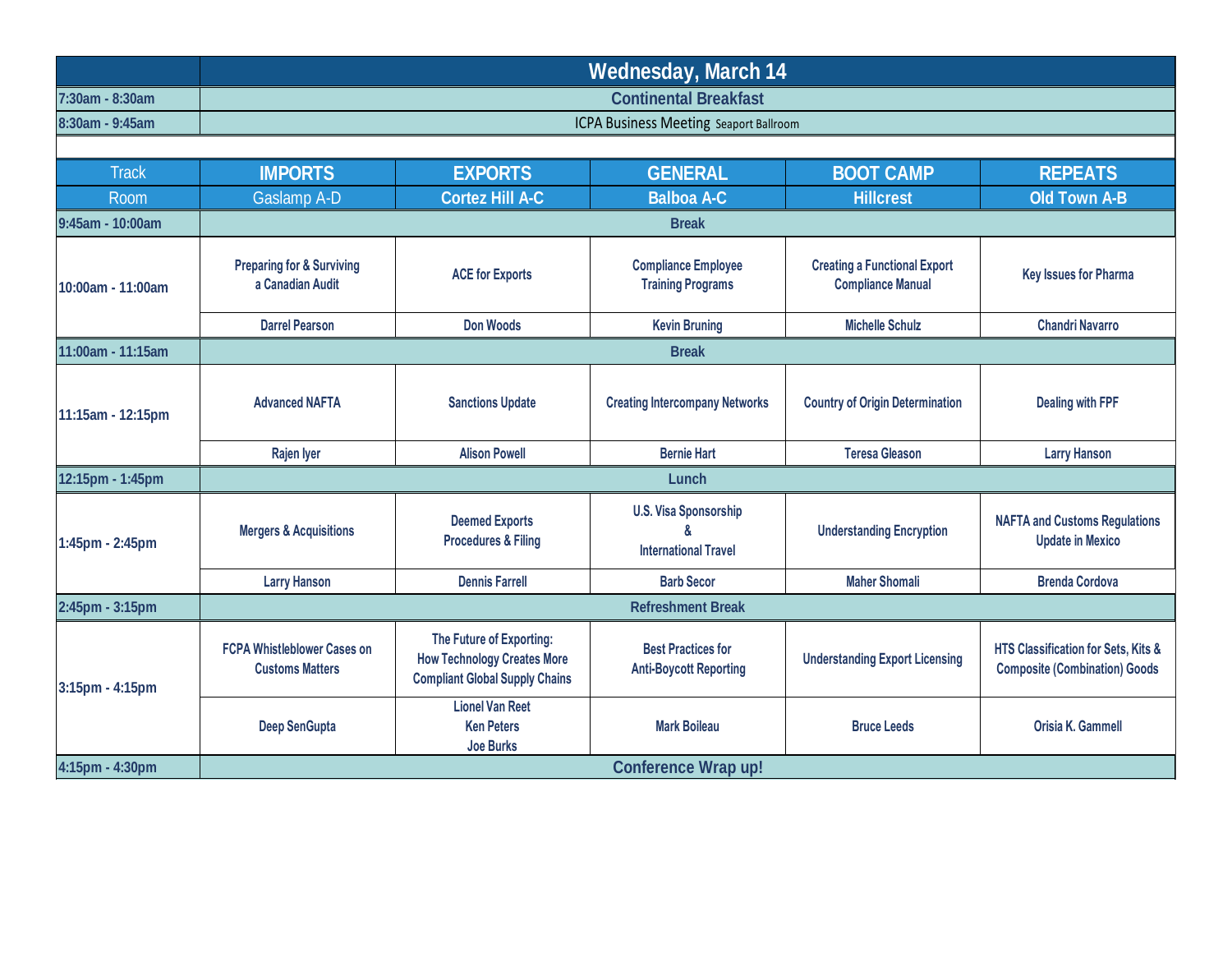| | Wednesday, March 14 | | | | |
|---|---|---|---|---|---|
| 7:30am - 8:30am | Continental Breakfast | | | | |
| 8:30am - 9:45am | ICPA Business Meeting Seaport Ballroom | | | | |
| Track | IMPORTS | EXPORTS | GENERAL | BOOT CAMP | REPEATS |
| Room | Gaslamp A-D | Cortez Hill A-C | Balboa A-C | Hillcrest | Old Town A-B |
| 9:45am - 10:00am | Break | | | | |
| 10:00am - 11:00am | Preparing for & Surviving a Canadian Audit | ACE for Exports | Compliance Employee Training Programs | Creating a Functional Export Compliance Manual | Key Issues for Pharma |
| | Darrel Pearson | Don Woods | Kevin Bruning | Michelle Schulz | Chandri Navarro |
| 11:00am - 11:15am | Break | | | | |
| 11:15am - 12:15pm | Advanced NAFTA | Sanctions Update | Creating Intercompany Networks | Country of Origin Determination | Dealing with FPF |
| | Rajen Iyer | Alison Powell | Bernie Hart | Teresa Gleason | Larry Hanson |
| 12:15pm - 1:45pm | Lunch | | | | |
| 1:45pm - 2:45pm | Mergers & Acquisitions | Deemed Exports Procedures & Filing | U.S. Visa Sponsorship & International Travel | Understanding Encryption | NAFTA and Customs Regulations Update in Mexico |
| | Larry Hanson | Dennis Farrell | Barb Secor | Maher Shomali | Brenda Cordova |
| 2:45pm - 3:15pm | Refreshment Break | | | | |
| 3:15pm - 4:15pm | FCPA Whistleblower Cases on Customs Matters | The Future of Exporting: How Technology Creates More Compliant Global Supply Chains | Best Practices for Anti-Boycott Reporting | Understanding Export Licensing | HTS Classification for Sets, Kits & Composite (Combination) Goods |
| | Deep SenGupta | Lionel Van Reet, Ken Peters, Joe Burks | Mark Boileau | Bruce Leeds | Orisia K. Gammell |
| 4:15pm - 4:30pm | Conference Wrap up! | | | | |